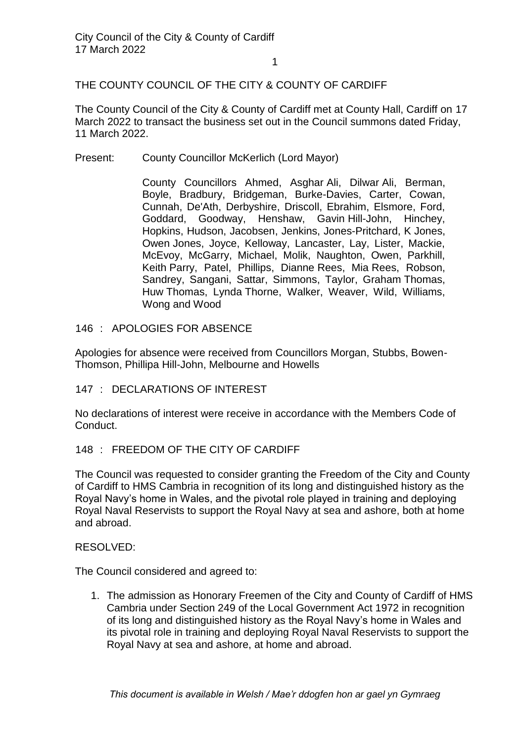# THE COUNTY COUNCIL OF THE CITY & COUNTY OF CARDIFF

The County Council of the City & County of Cardiff met at County Hall, Cardiff on 17 March 2022 to transact the business set out in the Council summons dated Friday, 11 March 2022.

Present: County Councillor McKerlich (Lord Mayor)

County Councillors Ahmed, Asghar Ali, Dilwar Ali, Berman, Boyle, Bradbury, Bridgeman, Burke-Davies, Carter, Cowan, Cunnah, De'Ath, Derbyshire, Driscoll, Ebrahim, Elsmore, Ford, Goddard, Goodway, Henshaw, Gavin Hill-John, Hinchey, Hopkins, Hudson, Jacobsen, Jenkins, Jones-Pritchard, K Jones, Owen Jones, Joyce, Kelloway, Lancaster, Lay, Lister, Mackie, McEvoy, McGarry, Michael, Molik, Naughton, Owen, Parkhill, Keith Parry, Patel, Phillips, Dianne Rees, Mia Rees, Robson, Sandrey, Sangani, Sattar, Simmons, Taylor, Graham Thomas, Huw Thomas, Lynda Thorne, Walker, Weaver, Wild, Williams, Wong and Wood

## 146 : APOLOGIES FOR ABSENCE

Apologies for absence were received from Councillors Morgan, Stubbs, Bowen-Thomson, Phillipa Hill-John, Melbourne and Howells

## 147 : DECLARATIONS OF INTEREST

No declarations of interest were receive in accordance with the Members Code of Conduct.

## 148 : FREEDOM OF THE CITY OF CARDIFF

The Council was requested to consider granting the Freedom of the City and County of Cardiff to HMS Cambria in recognition of its long and distinguished history as the Royal Navy's home in Wales, and the pivotal role played in training and deploying Royal Naval Reservists to support the Royal Navy at sea and ashore, both at home and abroad.

RESOLVED:

The Council considered and agreed to:

1. The admission as Honorary Freemen of the City and County of Cardiff of HMS Cambria under Section 249 of the Local Government Act 1972 in recognition of its long and distinguished history as the Royal Navy's home in Wales and its pivotal role in training and deploying Royal Naval Reservists to support the Royal Navy at sea and ashore, at home and abroad.

*This document is available in Welsh / Mae'r ddogfen hon ar gael yn Gymraeg*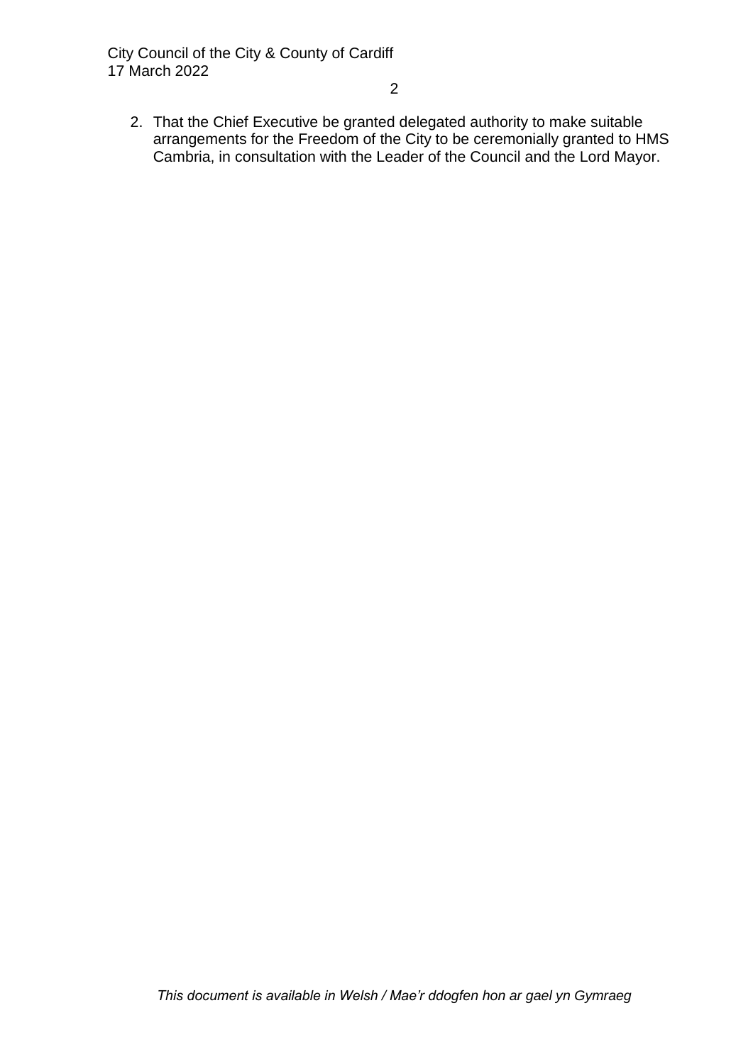2. That the Chief Executive be granted delegated authority to make suitable arrangements for the Freedom of the City to be ceremonially granted to HMS Cambria, in consultation with the Leader of the Council and the Lord Mayor.

*This document is available in Welsh / Mae'r ddogfen hon ar gael yn Gymraeg*